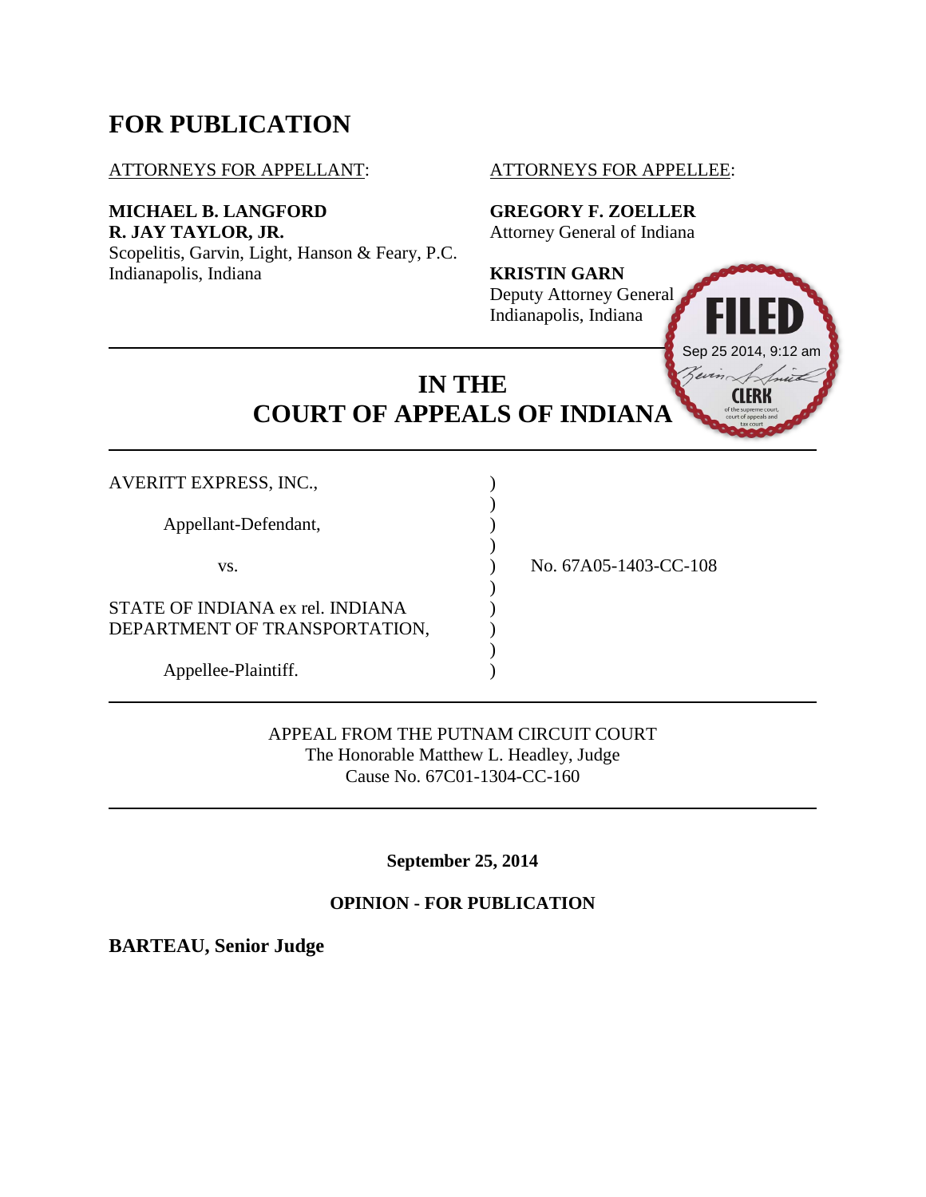# FOR PUBLICATION

ATTORNEYS FOR APPELLANT:

**MICHAEL B. LANGFORD**
**R. JAY TAYLOR, JR.**
Scopelitis, Garvin, Light, Hanson & Feary, P.C.
Indianapolis, Indiana

ATTORNEYS FOR APPELLEE:

**GREGORY F. ZOELLER**
Attorney General of Indiana

**KRISTIN GARN**
Deputy Attorney General
Indianapolis, Indiana

FILED
Sep 25 2014, 9:12 am
CLERK
of the supreme court, court of appeals and tax court

## IN THE COURT OF APPEALS OF INDIANA

AVERITT EXPRESS, INC.,

Appellant-Defendant,

vs.

STATE OF INDIANA ex rel. INDIANA DEPARTMENT OF TRANSPORTATION,

Appellee-Plaintiff.

No. 67A05-1403-CC-108

APPEAL FROM THE PUTNAM CIRCUIT COURT
The Honorable Matthew L. Headley, Judge
Cause No. 67C01-1304-CC-160

**September 25, 2014**

**OPINION - FOR PUBLICATION**

**BARTEAU, Senior Judge**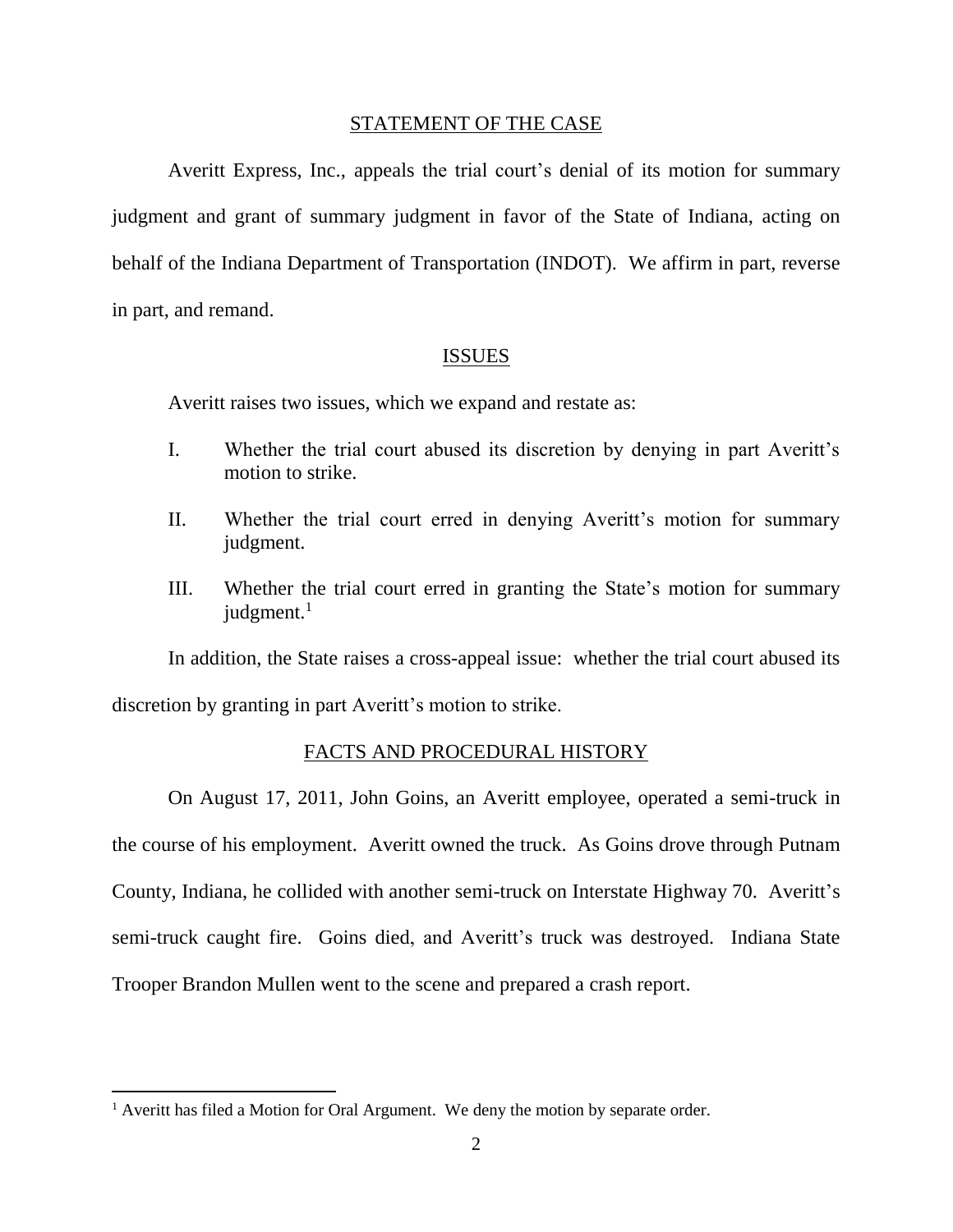## STATEMENT OF THE CASE

Averitt Express, Inc., appeals the trial court's denial of its motion for summary judgment and grant of summary judgment in favor of the State of Indiana, acting on behalf of the Indiana Department of Transportation (INDOT). We affirm in part, reverse in part, and remand.

## ISSUES

Averitt raises two issues, which we expand and restate as:

I. Whether the trial court abused its discretion by denying in part Averitt's motion to strike.

II. Whether the trial court erred in denying Averitt's motion for summary judgment.

III. Whether the trial court erred in granting the State's motion for summary judgment.[1]

In addition, the State raises a cross-appeal issue: whether the trial court abused its discretion by granting in part Averitt's motion to strike.

## FACTS AND PROCEDURAL HISTORY

On August 17, 2011, John Goins, an Averitt employee, operated a semi-truck in the course of his employment. Averitt owned the truck. As Goins drove through Putnam County, Indiana, he collided with another semi-truck on Interstate Highway 70. Averitt's semi-truck caught fire. Goins died, and Averitt's truck was destroyed. Indiana State Trooper Brandon Mullen went to the scene and prepared a crash report.

---

[1] Averitt has filed a Motion for Oral Argument. We deny the motion by separate order.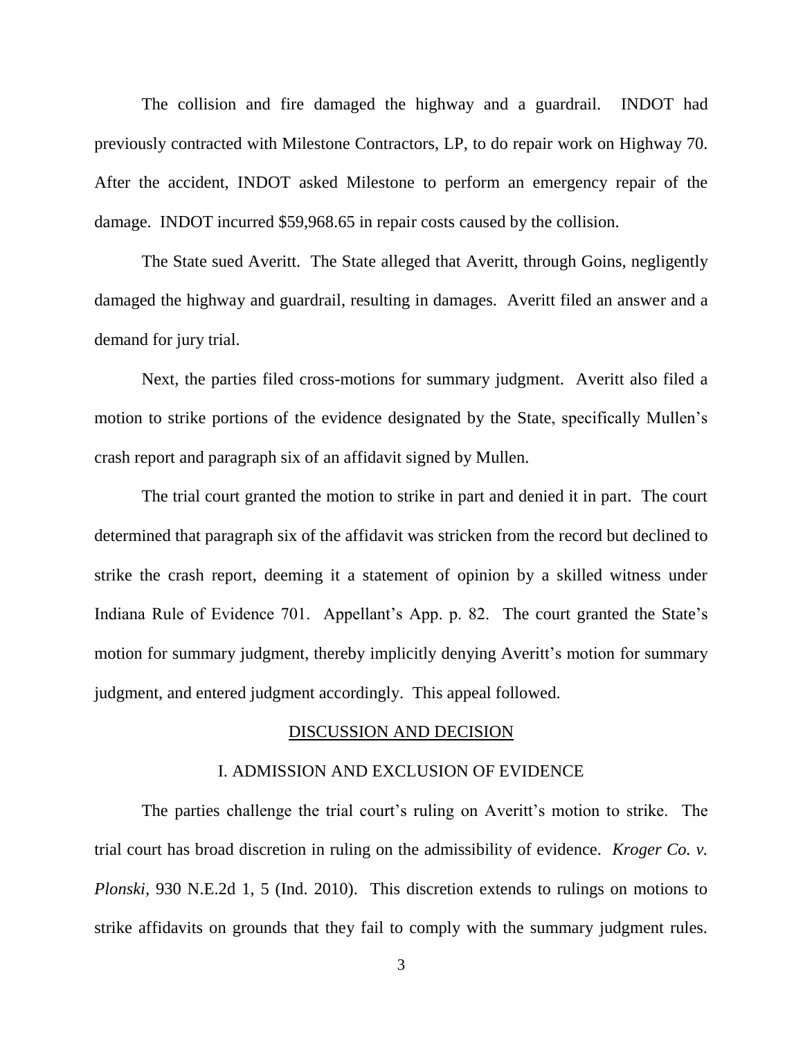The collision and fire damaged the highway and a guardrail. INDOT had previously contracted with Milestone Contractors, LP, to do repair work on Highway 70. After the accident, INDOT asked Milestone to perform an emergency repair of the damage. INDOT incurred $59,968.65 in repair costs caused by the collision.

The State sued Averitt. The State alleged that Averitt, through Goins, negligently damaged the highway and guardrail, resulting in damages. Averitt filed an answer and a demand for jury trial.

Next, the parties filed cross-motions for summary judgment. Averitt also filed a motion to strike portions of the evidence designated by the State, specifically Mullen's crash report and paragraph six of an affidavit signed by Mullen.

The trial court granted the motion to strike in part and denied it in part. The court determined that paragraph six of the affidavit was stricken from the record but declined to strike the crash report, deeming it a statement of opinion by a skilled witness under Indiana Rule of Evidence 701. Appellant's App. p. 82. The court granted the State's motion for summary judgment, thereby implicitly denying Averitt's motion for summary judgment, and entered judgment accordingly. This appeal followed.

## DISCUSSION AND DECISION

### I. ADMISSION AND EXCLUSION OF EVIDENCE

The parties challenge the trial court's ruling on Averitt's motion to strike. The trial court has broad discretion in ruling on the admissibility of evidence. *Kroger Co. v. Plonski*, 930 N.E.2d 1, 5 (Ind. 2010). This discretion extends to rulings on motions to strike affidavits on grounds that they fail to comply with the summary judgment rules.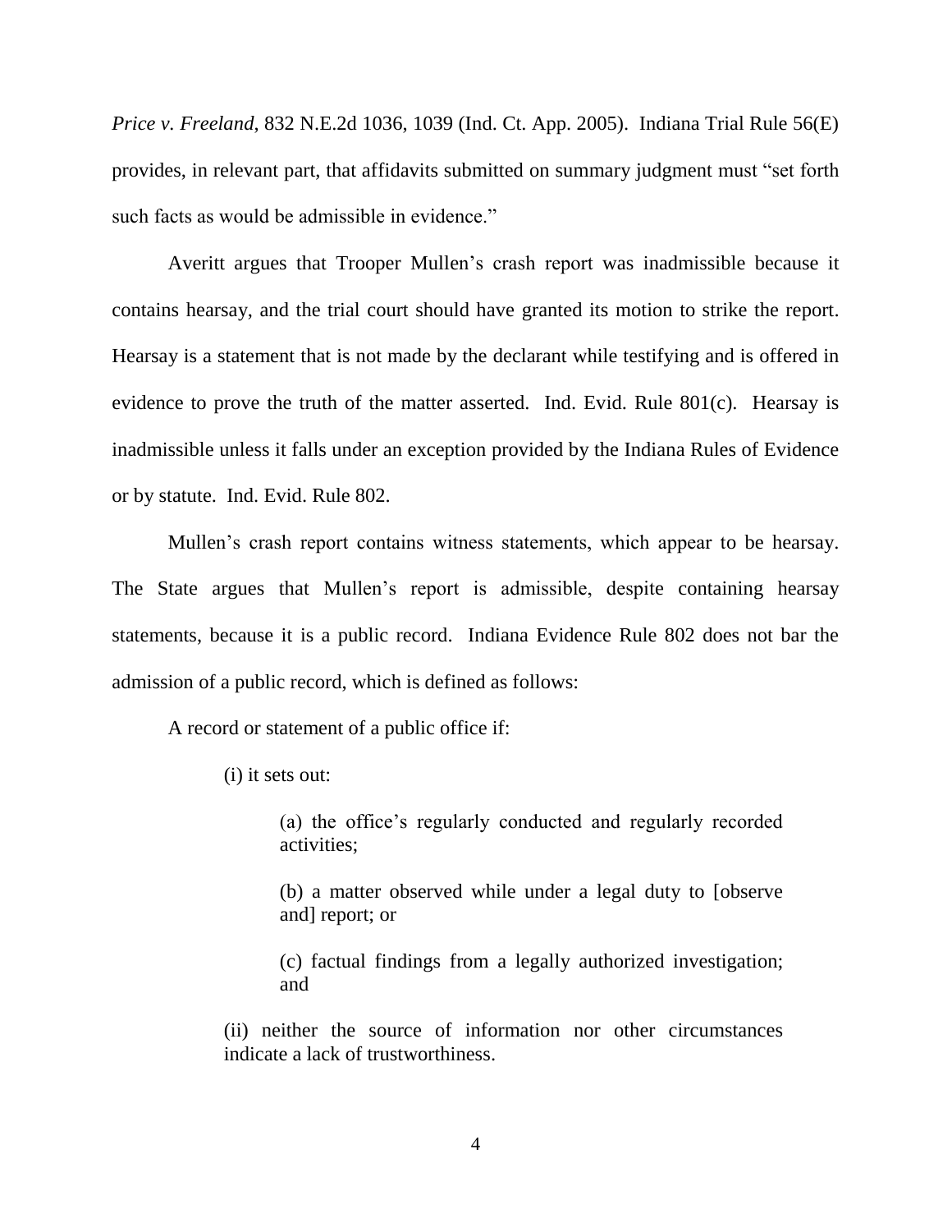*Price v. Freeland*, 832 N.E.2d 1036, 1039 (Ind. Ct. App. 2005). Indiana Trial Rule 56(E) provides, in relevant part, that affidavits submitted on summary judgment must "set forth such facts as would be admissible in evidence."

Averitt argues that Trooper Mullen's crash report was inadmissible because it contains hearsay, and the trial court should have granted its motion to strike the report. Hearsay is a statement that is not made by the declarant while testifying and is offered in evidence to prove the truth of the matter asserted. Ind. Evid. Rule 801(c). Hearsay is inadmissible unless it falls under an exception provided by the Indiana Rules of Evidence or by statute. Ind. Evid. Rule 802.

Mullen's crash report contains witness statements, which appear to be hearsay. The State argues that Mullen's report is admissible, despite containing hearsay statements, because it is a public record. Indiana Evidence Rule 802 does not bar the admission of a public record, which is defined as follows:

> A record or statement of a public office if:
>
> (i) it sets out:
>
> (a) the office's regularly conducted and regularly recorded activities;
>
> (b) a matter observed while under a legal duty to [observe and] report; or
>
> (c) factual findings from a legally authorized investigation; and
>
> (ii) neither the source of information nor other circumstances indicate a lack of trustworthiness.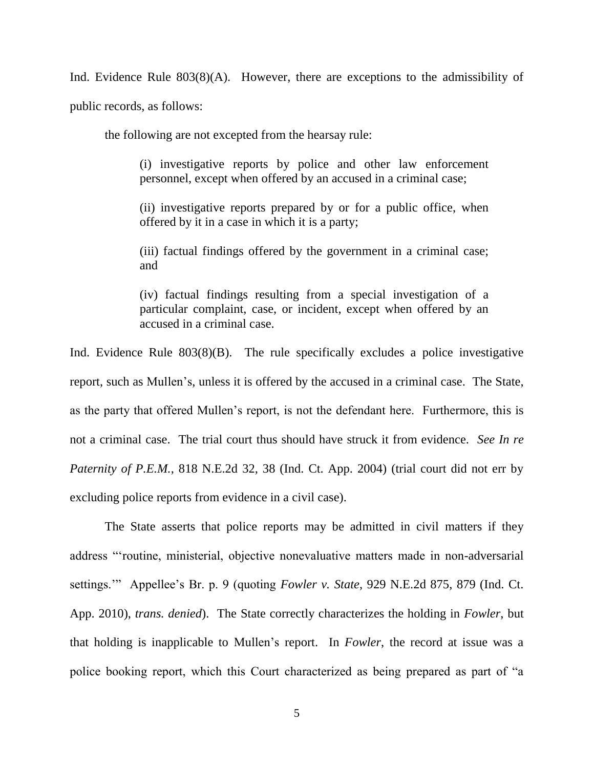Ind. Evidence Rule 803(8)(A). However, there are exceptions to the admissibility of public records, as follows:

> the following are not excepted from the hearsay rule:
>
> > (i) investigative reports by police and other law enforcement personnel, except when offered by an accused in a criminal case;
> >
> > (ii) investigative reports prepared by or for a public office, when offered by it in a case in which it is a party;
> >
> > (iii) factual findings offered by the government in a criminal case; and
> >
> > (iv) factual findings resulting from a special investigation of a particular complaint, case, or incident, except when offered by an accused in a criminal case.

Ind. Evidence Rule 803(8)(B). The rule specifically excludes a police investigative report, such as Mullen's, unless it is offered by the accused in a criminal case. The State, as the party that offered Mullen's report, is not the defendant here. Furthermore, this is not a criminal case. The trial court thus should have struck it from evidence. *See In re Paternity of P.E.M.*, 818 N.E.2d 32, 38 (Ind. Ct. App. 2004) (trial court did not err by excluding police reports from evidence in a civil case).

The State asserts that police reports may be admitted in civil matters if they address "'routine, ministerial, objective nonevaluative matters made in non-adversarial settings.'" Appellee's Br. p. 9 (quoting *Fowler v. State*, 929 N.E.2d 875, 879 (Ind. Ct. App. 2010), *trans. denied*). The State correctly characterizes the holding in *Fowler*, but that holding is inapplicable to Mullen's report. In *Fowler*, the record at issue was a police booking report, which this Court characterized as being prepared as part of "a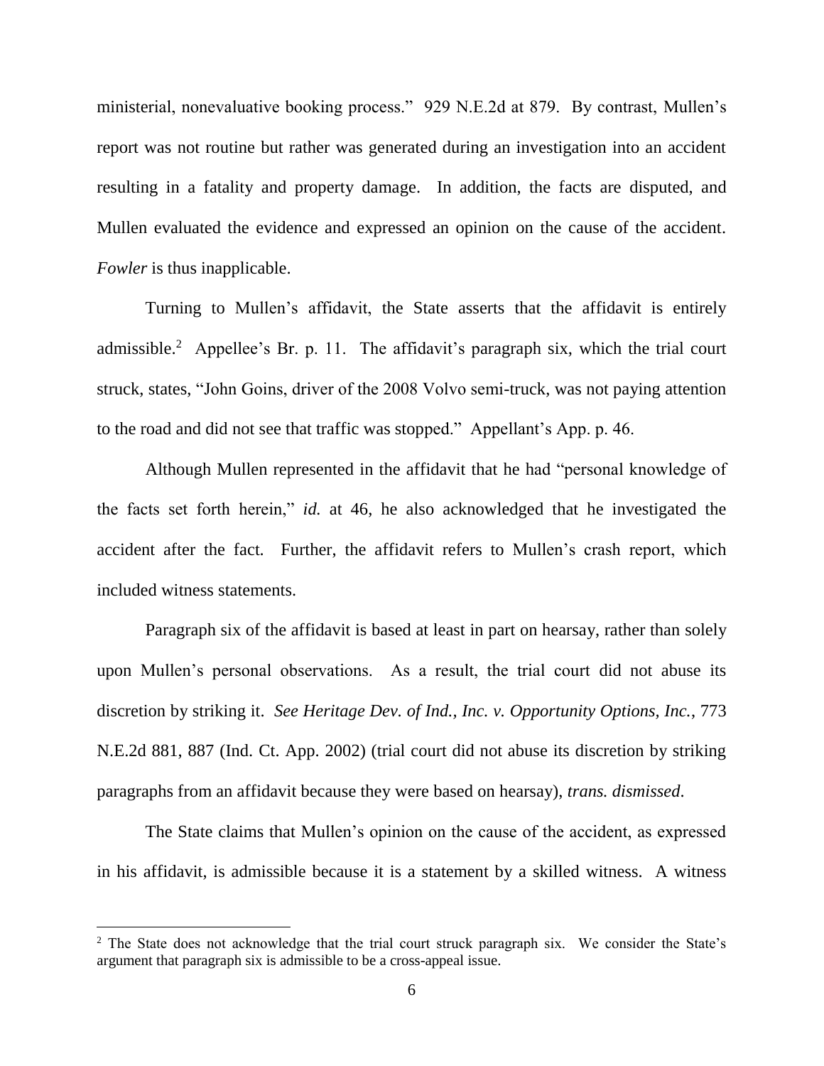ministerial, nonevaluative booking process." 929 N.E.2d at 879. By contrast, Mullen's report was not routine but rather was generated during an investigation into an accident resulting in a fatality and property damage. In addition, the facts are disputed, and Mullen evaluated the evidence and expressed an opinion on the cause of the accident. *Fowler* is thus inapplicable.

Turning to Mullen's affidavit, the State asserts that the affidavit is entirely admissible.[2] Appellee's Br. p. 11. The affidavit's paragraph six, which the trial court struck, states, "John Goins, driver of the 2008 Volvo semi-truck, was not paying attention to the road and did not see that traffic was stopped." Appellant's App. p. 46.

Although Mullen represented in the affidavit that he had "personal knowledge of the facts set forth herein," *id.* at 46, he also acknowledged that he investigated the accident after the fact. Further, the affidavit refers to Mullen's crash report, which included witness statements.

Paragraph six of the affidavit is based at least in part on hearsay, rather than solely upon Mullen's personal observations. As a result, the trial court did not abuse its discretion by striking it. *See Heritage Dev. of Ind., Inc. v. Opportunity Options, Inc.*, 773 N.E.2d 881, 887 (Ind. Ct. App. 2002) (trial court did not abuse its discretion by striking paragraphs from an affidavit because they were based on hearsay), *trans. dismissed*.

The State claims that Mullen's opinion on the cause of the accident, as expressed in his affidavit, is admissible because it is a statement by a skilled witness. A witness

---

[2] The State does not acknowledge that the trial court struck paragraph six. We consider the State's argument that paragraph six is admissible to be a cross-appeal issue.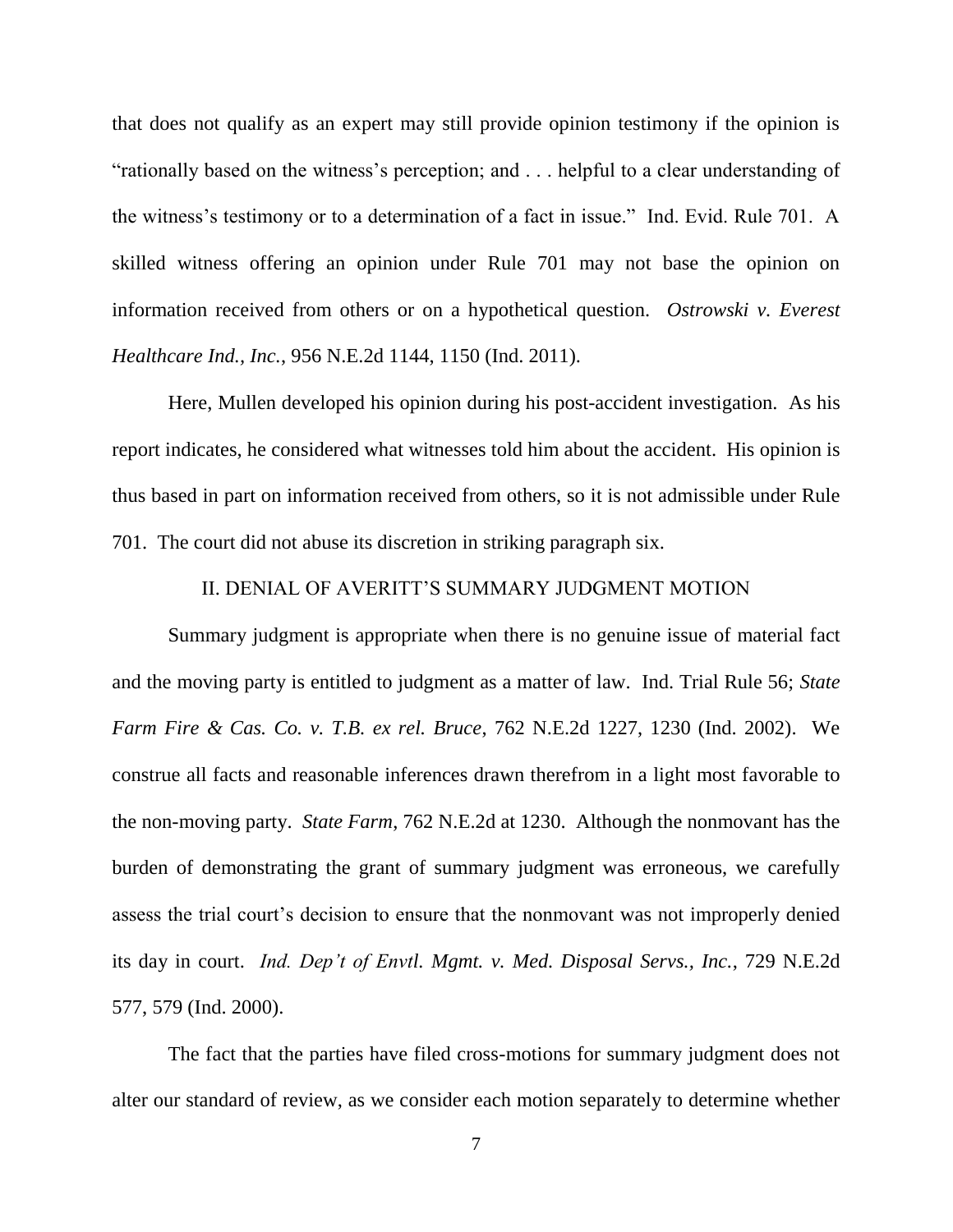that does not qualify as an expert may still provide opinion testimony if the opinion is "rationally based on the witness's perception; and . . . helpful to a clear understanding of the witness's testimony or to a determination of a fact in issue." Ind. Evid. Rule 701. A skilled witness offering an opinion under Rule 701 may not base the opinion on information received from others or on a hypothetical question. *Ostrowski v. Everest Healthcare Ind., Inc.*, 956 N.E.2d 1144, 1150 (Ind. 2011).

Here, Mullen developed his opinion during his post-accident investigation. As his report indicates, he considered what witnesses told him about the accident. His opinion is thus based in part on information received from others, so it is not admissible under Rule 701. The court did not abuse its discretion in striking paragraph six.

## II. DENIAL OF AVERITT'S SUMMARY JUDGMENT MOTION

Summary judgment is appropriate when there is no genuine issue of material fact and the moving party is entitled to judgment as a matter of law. Ind. Trial Rule 56; *State Farm Fire & Cas. Co. v. T.B. ex rel. Bruce*, 762 N.E.2d 1227, 1230 (Ind. 2002). We construe all facts and reasonable inferences drawn therefrom in a light most favorable to the non-moving party. *State Farm*, 762 N.E.2d at 1230. Although the nonmovant has the burden of demonstrating the grant of summary judgment was erroneous, we carefully assess the trial court's decision to ensure that the nonmovant was not improperly denied its day in court. *Ind. Dep't of Envtl. Mgmt. v. Med. Disposal Servs., Inc.*, 729 N.E.2d 577, 579 (Ind. 2000).

The fact that the parties have filed cross-motions for summary judgment does not alter our standard of review, as we consider each motion separately to determine whether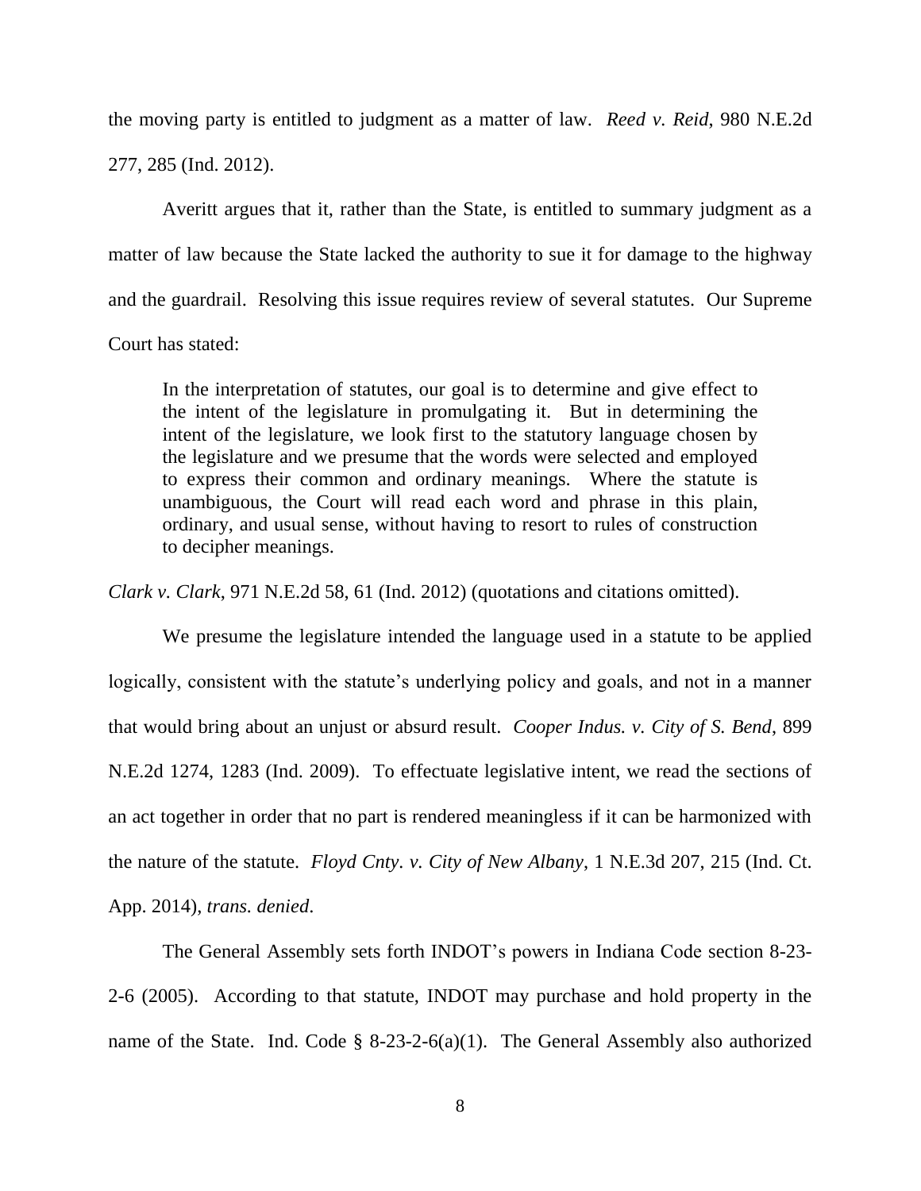the moving party is entitled to judgment as a matter of law. *Reed v. Reid*, 980 N.E.2d 277, 285 (Ind. 2012).

Averitt argues that it, rather than the State, is entitled to summary judgment as a matter of law because the State lacked the authority to sue it for damage to the highway and the guardrail. Resolving this issue requires review of several statutes. Our Supreme Court has stated:

> In the interpretation of statutes, our goal is to determine and give effect to the intent of the legislature in promulgating it. But in determining the intent of the legislature, we look first to the statutory language chosen by the legislature and we presume that the words were selected and employed to express their common and ordinary meanings. Where the statute is unambiguous, the Court will read each word and phrase in this plain, ordinary, and usual sense, without having to resort to rules of construction to decipher meanings.

*Clark v. Clark*, 971 N.E.2d 58, 61 (Ind. 2012) (quotations and citations omitted).

We presume the legislature intended the language used in a statute to be applied logically, consistent with the statute's underlying policy and goals, and not in a manner that would bring about an unjust or absurd result. *Cooper Indus. v. City of S. Bend*, 899 N.E.2d 1274, 1283 (Ind. 2009). To effectuate legislative intent, we read the sections of an act together in order that no part is rendered meaningless if it can be harmonized with the nature of the statute. *Floyd Cnty. v. City of New Albany*, 1 N.E.3d 207, 215 (Ind. Ct. App. 2014), *trans. denied*.

The General Assembly sets forth INDOT's powers in Indiana Code section 8-23-2-6 (2005). According to that statute, INDOT may purchase and hold property in the name of the State. Ind. Code § 8-23-2-6(a)(1). The General Assembly also authorized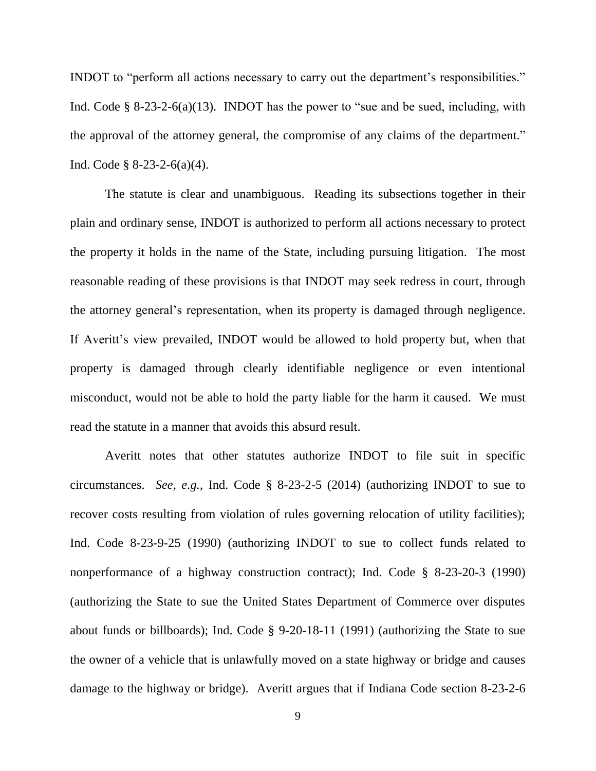INDOT to "perform all actions necessary to carry out the department's responsibilities." Ind. Code § 8-23-2-6(a)(13). INDOT has the power to "sue and be sued, including, with the approval of the attorney general, the compromise of any claims of the department." Ind. Code § 8-23-2-6(a)(4).

The statute is clear and unambiguous. Reading its subsections together in their plain and ordinary sense, INDOT is authorized to perform all actions necessary to protect the property it holds in the name of the State, including pursuing litigation. The most reasonable reading of these provisions is that INDOT may seek redress in court, through the attorney general's representation, when its property is damaged through negligence. If Averitt's view prevailed, INDOT would be allowed to hold property but, when that property is damaged through clearly identifiable negligence or even intentional misconduct, would not be able to hold the party liable for the harm it caused. We must read the statute in a manner that avoids this absurd result.

Averitt notes that other statutes authorize INDOT to file suit in specific circumstances. *See, e.g.*, Ind. Code § 8-23-2-5 (2014) (authorizing INDOT to sue to recover costs resulting from violation of rules governing relocation of utility facilities); Ind. Code 8-23-9-25 (1990) (authorizing INDOT to sue to collect funds related to nonperformance of a highway construction contract); Ind. Code § 8-23-20-3 (1990) (authorizing the State to sue the United States Department of Commerce over disputes about funds or billboards); Ind. Code § 9-20-18-11 (1991) (authorizing the State to sue the owner of a vehicle that is unlawfully moved on a state highway or bridge and causes damage to the highway or bridge). Averitt argues that if Indiana Code section 8-23-2-6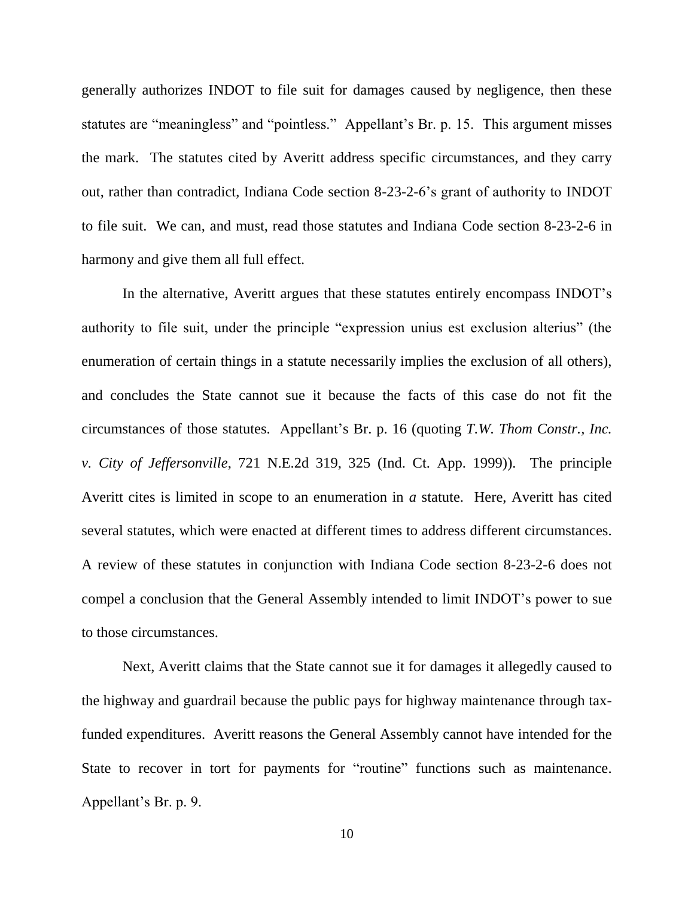generally authorizes INDOT to file suit for damages caused by negligence, then these statutes are "meaningless" and "pointless." Appellant's Br. p. 15. This argument misses the mark. The statutes cited by Averitt address specific circumstances, and they carry out, rather than contradict, Indiana Code section 8-23-2-6's grant of authority to INDOT to file suit. We can, and must, read those statutes and Indiana Code section 8-23-2-6 in harmony and give them all full effect.

In the alternative, Averitt argues that these statutes entirely encompass INDOT's authority to file suit, under the principle "expression unius est exclusion alterius" (the enumeration of certain things in a statute necessarily implies the exclusion of all others), and concludes the State cannot sue it because the facts of this case do not fit the circumstances of those statutes. Appellant's Br. p. 16 (quoting *T.W. Thom Constr., Inc. v. City of Jeffersonville*, 721 N.E.2d 319, 325 (Ind. Ct. App. 1999)). The principle Averitt cites is limited in scope to an enumeration in ***a*** statute. Here, Averitt has cited several statutes, which were enacted at different times to address different circumstances. A review of these statutes in conjunction with Indiana Code section 8-23-2-6 does not compel a conclusion that the General Assembly intended to limit INDOT's power to sue to those circumstances.

Next, Averitt claims that the State cannot sue it for damages it allegedly caused to the highway and guardrail because the public pays for highway maintenance through tax-funded expenditures. Averitt reasons the General Assembly cannot have intended for the State to recover in tort for payments for "routine" functions such as maintenance. Appellant's Br. p. 9.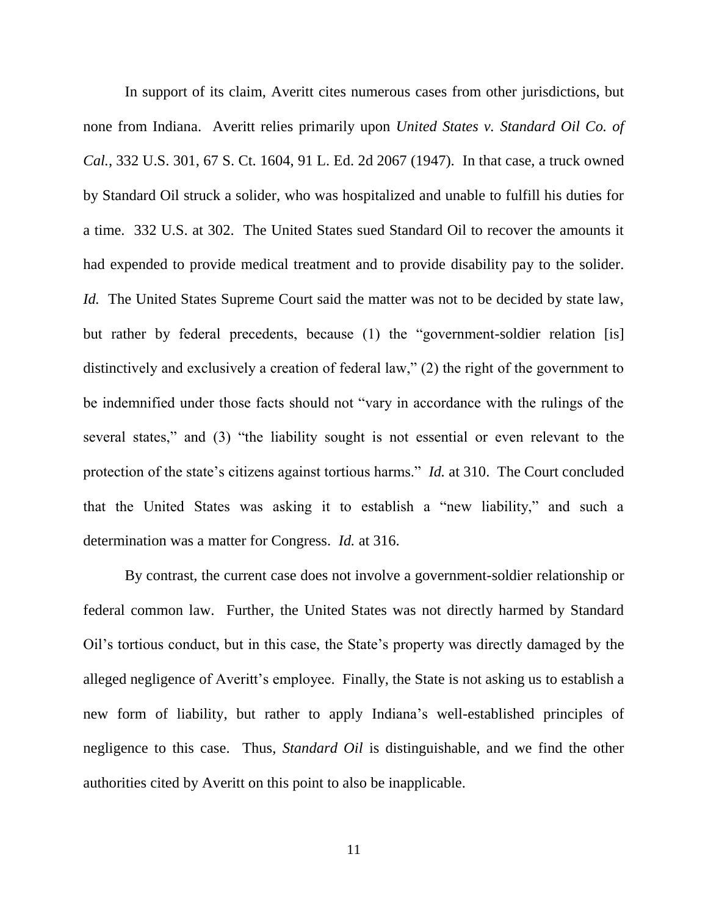In support of its claim, Averitt cites numerous cases from other jurisdictions, but none from Indiana. Averitt relies primarily upon *United States v. Standard Oil Co. of Cal.*, 332 U.S. 301, 67 S. Ct. 1604, 91 L. Ed. 2d 2067 (1947). In that case, a truck owned by Standard Oil struck a solider, who was hospitalized and unable to fulfill his duties for a time. 332 U.S. at 302. The United States sued Standard Oil to recover the amounts it had expended to provide medical treatment and to provide disability pay to the solider. *Id.* The United States Supreme Court said the matter was not to be decided by state law, but rather by federal precedents, because (1) the "government-soldier relation [is] distinctively and exclusively a creation of federal law," (2) the right of the government to be indemnified under those facts should not "vary in accordance with the rulings of the several states," and (3) "the liability sought is not essential or even relevant to the protection of the state's citizens against tortious harms." *Id.* at 310. The Court concluded that the United States was asking it to establish a "new liability," and such a determination was a matter for Congress. *Id.* at 316.

By contrast, the current case does not involve a government-soldier relationship or federal common law. Further, the United States was not directly harmed by Standard Oil's tortious conduct, but in this case, the State's property was directly damaged by the alleged negligence of Averitt's employee. Finally, the State is not asking us to establish a new form of liability, but rather to apply Indiana's well-established principles of negligence to this case. Thus, *Standard Oil* is distinguishable, and we find the other authorities cited by Averitt on this point to also be inapplicable.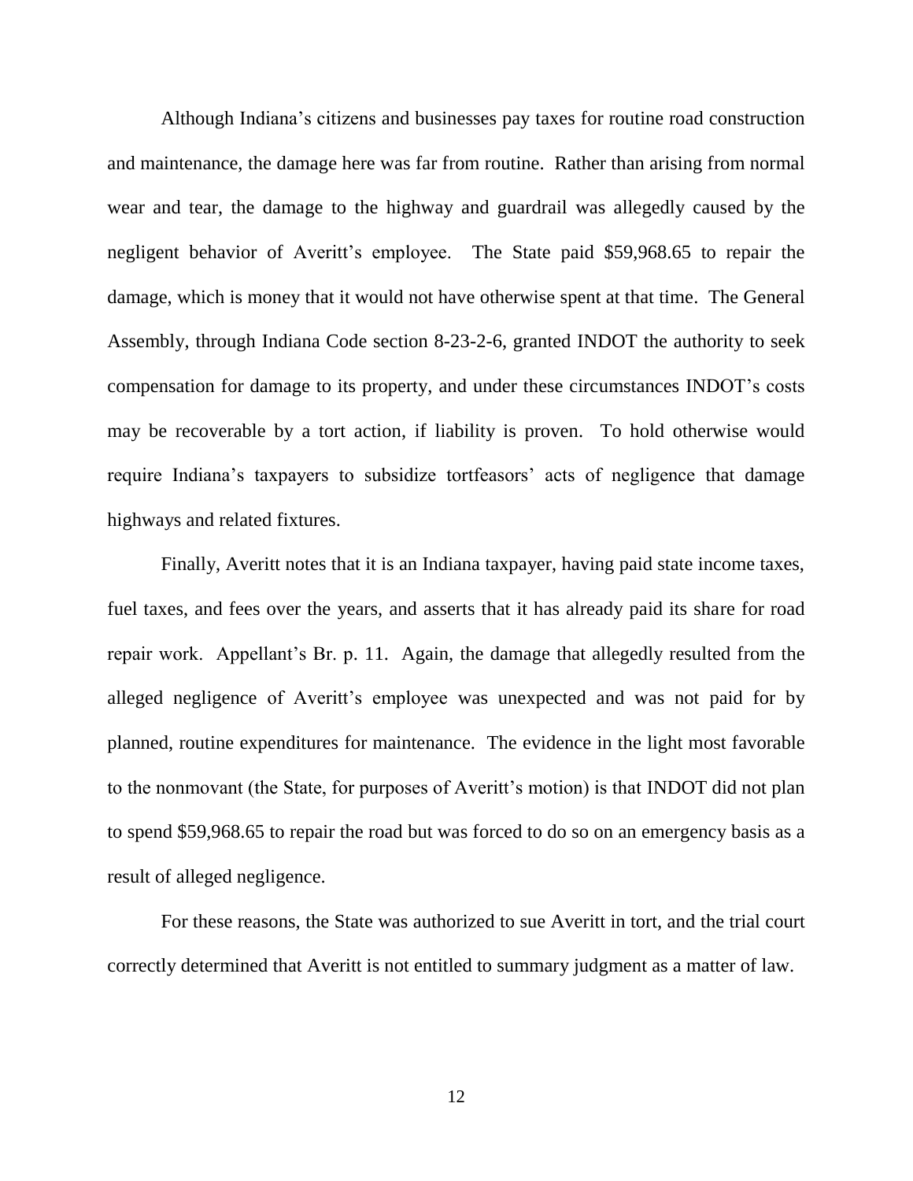Although Indiana's citizens and businesses pay taxes for routine road construction and maintenance, the damage here was far from routine. Rather than arising from normal wear and tear, the damage to the highway and guardrail was allegedly caused by the negligent behavior of Averitt's employee. The State paid $59,968.65 to repair the damage, which is money that it would not have otherwise spent at that time. The General Assembly, through Indiana Code section 8-23-2-6, granted INDOT the authority to seek compensation for damage to its property, and under these circumstances INDOT's costs may be recoverable by a tort action, if liability is proven. To hold otherwise would require Indiana's taxpayers to subsidize tortfeasors' acts of negligence that damage highways and related fixtures.

Finally, Averitt notes that it is an Indiana taxpayer, having paid state income taxes, fuel taxes, and fees over the years, and asserts that it has already paid its share for road repair work. Appellant's Br. p. 11. Again, the damage that allegedly resulted from the alleged negligence of Averitt's employee was unexpected and was not paid for by planned, routine expenditures for maintenance. The evidence in the light most favorable to the nonmovant (the State, for purposes of Averitt's motion) is that INDOT did not plan to spend $59,968.65 to repair the road but was forced to do so on an emergency basis as a result of alleged negligence.

For these reasons, the State was authorized to sue Averitt in tort, and the trial court correctly determined that Averitt is not entitled to summary judgment as a matter of law.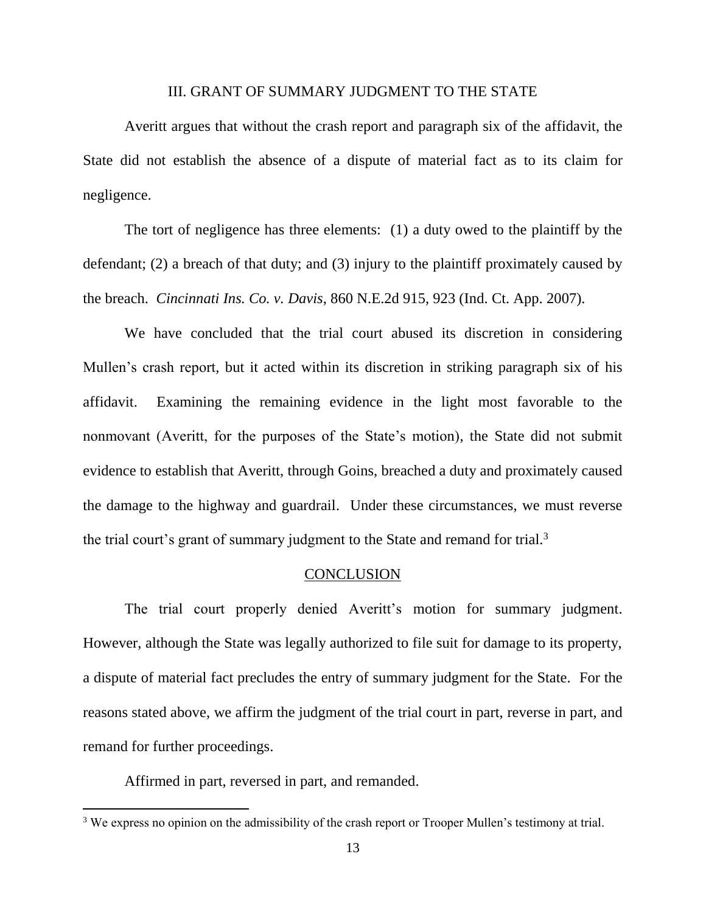## III. GRANT OF SUMMARY JUDGMENT TO THE STATE

Averitt argues that without the crash report and paragraph six of the affidavit, the State did not establish the absence of a dispute of material fact as to its claim for negligence.

The tort of negligence has three elements: (1) a duty owed to the plaintiff by the defendant; (2) a breach of that duty; and (3) injury to the plaintiff proximately caused by the breach. *Cincinnati Ins. Co. v. Davis*, 860 N.E.2d 915, 923 (Ind. Ct. App. 2007).

We have concluded that the trial court abused its discretion in considering Mullen's crash report, but it acted within its discretion in striking paragraph six of his affidavit. Examining the remaining evidence in the light most favorable to the nonmovant (Averitt, for the purposes of the State's motion), the State did not submit evidence to establish that Averitt, through Goins, breached a duty and proximately caused the damage to the highway and guardrail. Under these circumstances, we must reverse the trial court's grant of summary judgment to the State and remand for trial.[3]

## CONCLUSION

The trial court properly denied Averitt's motion for summary judgment. However, although the State was legally authorized to file suit for damage to its property, a dispute of material fact precludes the entry of summary judgment for the State. For the reasons stated above, we affirm the judgment of the trial court in part, reverse in part, and remand for further proceedings.

Affirmed in part, reversed in part, and remanded.

---

[3] We express no opinion on the admissibility of the crash report or Trooper Mullen's testimony at trial.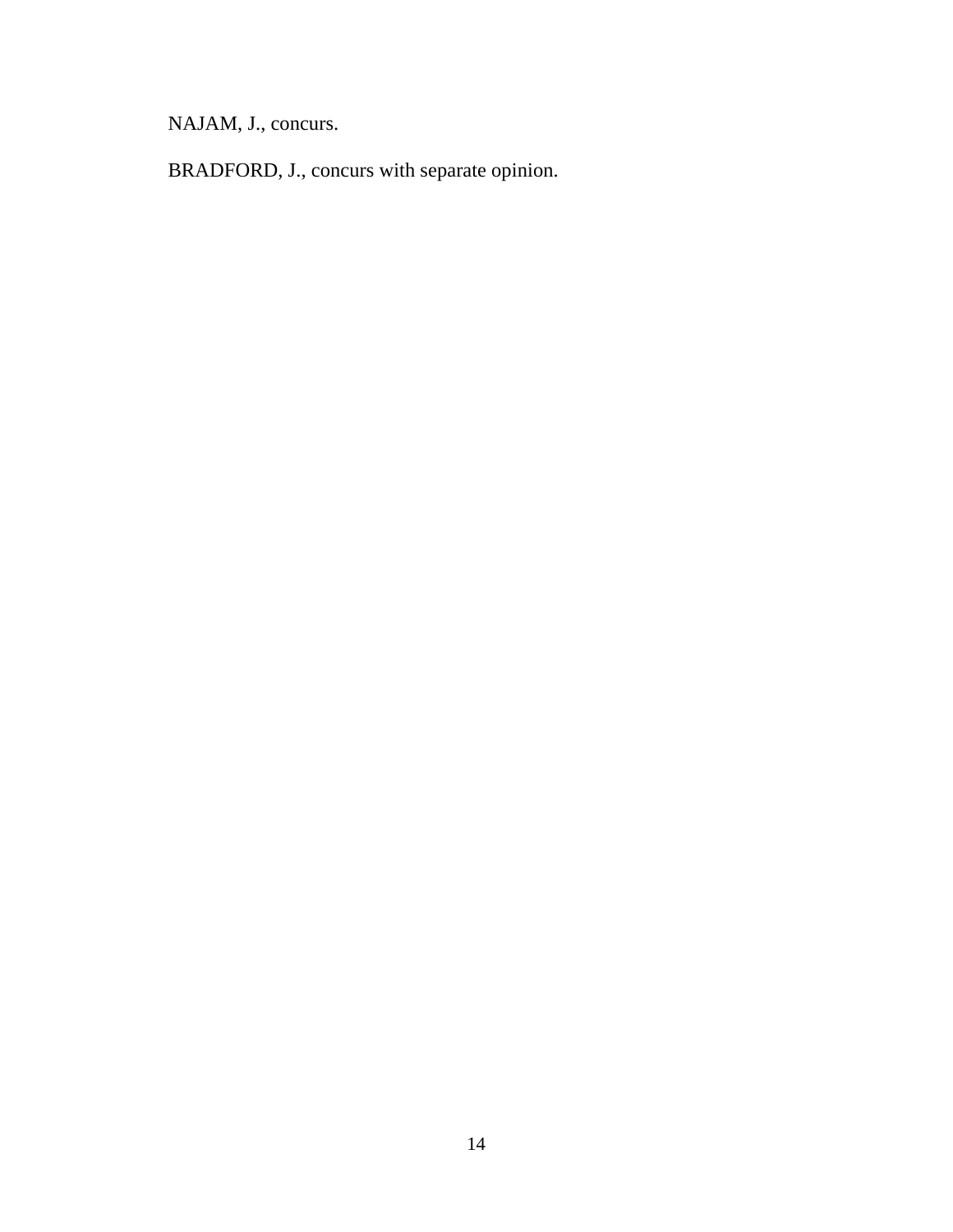NAJAM, J., concurs.

BRADFORD, J., concurs with separate opinion.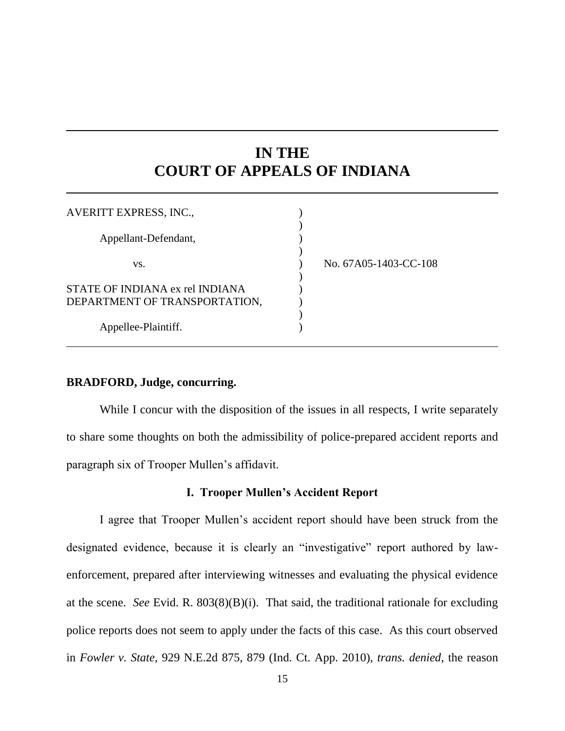# IN THE
# COURT OF APPEALS OF INDIANA

| | | |
|---|---|---|
| AVERITT EXPRESS, INC., | ) | |
| Appellant-Defendant, | ) | |
| vs. | ) | No. 67A05-1403-CC-108 |
| STATE OF INDIANA ex rel INDIANA DEPARTMENT OF TRANSPORTATION, | ) | |
| Appellee-Plaintiff. | ) | |

**BRADFORD, Judge, concurring.**

While I concur with the disposition of the issues in all respects, I write separately to share some thoughts on both the admissibility of police-prepared accident reports and paragraph six of Trooper Mullen's affidavit.

### I. Trooper Mullen's Accident Report

I agree that Trooper Mullen's accident report should have been struck from the designated evidence, because it is clearly an "investigative" report authored by law-enforcement, prepared after interviewing witnesses and evaluating the physical evidence at the scene. *See* Evid. R. 803(8)(B)(i). That said, the traditional rationale for excluding police reports does not seem to apply under the facts of this case. As this court observed in *Fowler v. State*, 929 N.E.2d 875, 879 (Ind. Ct. App. 2010), *trans. denied*, the reason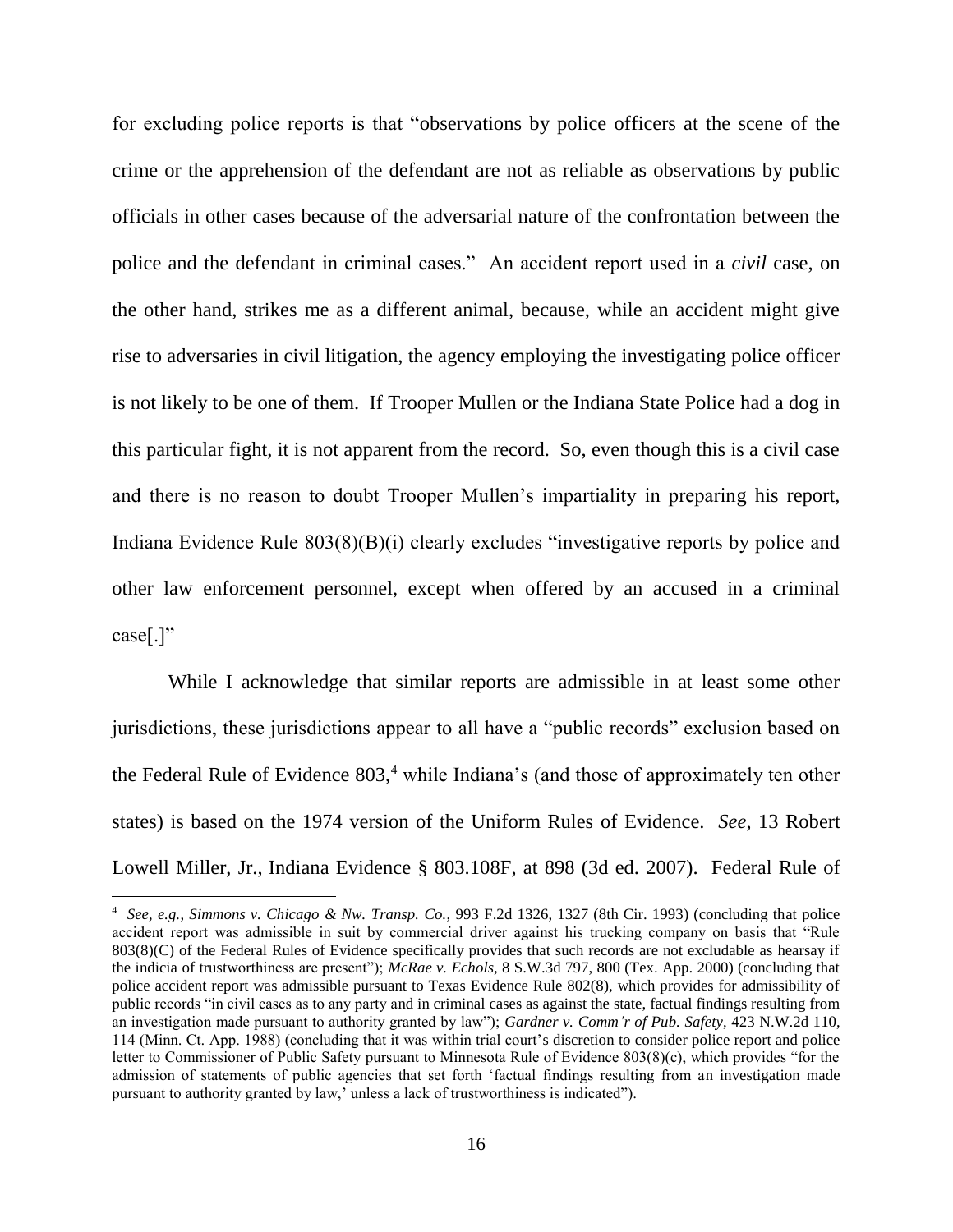for excluding police reports is that "observations by police officers at the scene of the crime or the apprehension of the defendant are not as reliable as observations by public officials in other cases because of the adversarial nature of the confrontation between the police and the defendant in criminal cases." An accident report used in a *civil* case, on the other hand, strikes me as a different animal, because, while an accident might give rise to adversaries in civil litigation, the agency employing the investigating police officer is not likely to be one of them. If Trooper Mullen or the Indiana State Police had a dog in this particular fight, it is not apparent from the record. So, even though this is a civil case and there is no reason to doubt Trooper Mullen's impartiality in preparing his report, Indiana Evidence Rule 803(8)(B)(i) clearly excludes "investigative reports by police and other law enforcement personnel, except when offered by an accused in a criminal case[.]"

While I acknowledge that similar reports are admissible in at least some other jurisdictions, these jurisdictions appear to all have a "public records" exclusion based on the Federal Rule of Evidence 803,[4] while Indiana's (and those of approximately ten other states) is based on the 1974 version of the Uniform Rules of Evidence. *See*, 13 Robert Lowell Miller, Jr., Indiana Evidence § 803.108F, at 898 (3d ed. 2007). Federal Rule of

[4] *See, e.g.*, *Simmons v. Chicago & Nw. Transp. Co.*, 993 F.2d 1326, 1327 (8th Cir. 1993) (concluding that police accident report was admissible in suit by commercial driver against his trucking company on basis that "Rule 803(8)(C) of the Federal Rules of Evidence specifically provides that such records are not excludable as hearsay if the indicia of trustworthiness are present"); *McRae v. Echols*, 8 S.W.3d 797, 800 (Tex. App. 2000) (concluding that police accident report was admissible pursuant to Texas Evidence Rule 802(8), which provides for admissibility of public records "in civil cases as to any party and in criminal cases as against the state, factual findings resulting from an investigation made pursuant to authority granted by law"); *Gardner v. Comm'r of Pub. Safety*, 423 N.W.2d 110, 114 (Minn. Ct. App. 1988) (concluding that it was within trial court's discretion to consider police report and police letter to Commissioner of Public Safety pursuant to Minnesota Rule of Evidence 803(8)(c), which provides "for the admission of statements of public agencies that set forth 'factual findings resulting from an investigation made pursuant to authority granted by law,' unless a lack of trustworthiness is indicated").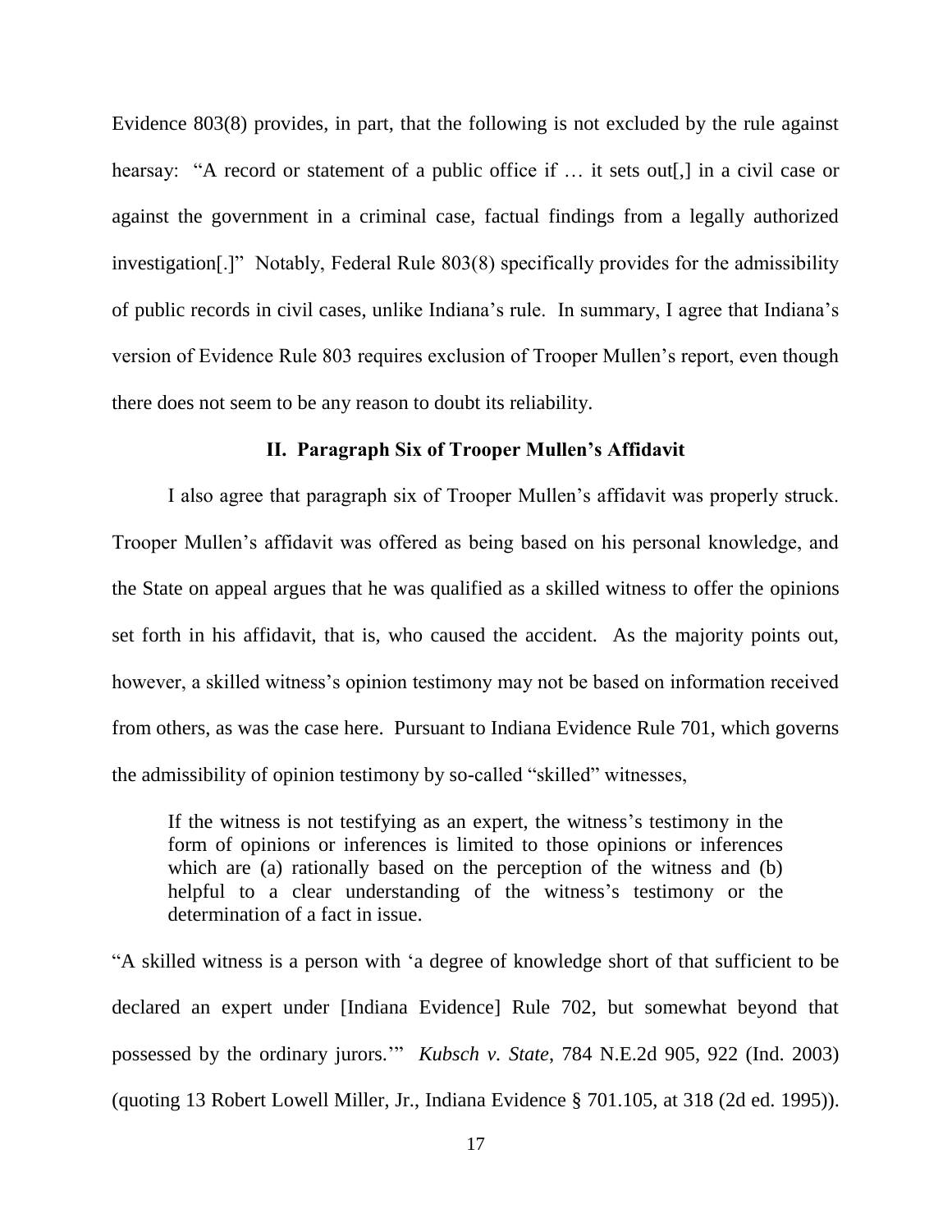Evidence 803(8) provides, in part, that the following is not excluded by the rule against hearsay: "A record or statement of a public office if … it sets out[,] in a civil case or against the government in a criminal case, factual findings from a legally authorized investigation[.]" Notably, Federal Rule 803(8) specifically provides for the admissibility of public records in civil cases, unlike Indiana's rule. In summary, I agree that Indiana's version of Evidence Rule 803 requires exclusion of Trooper Mullen's report, even though there does not seem to be any reason to doubt its reliability.

## II. Paragraph Six of Trooper Mullen's Affidavit

I also agree that paragraph six of Trooper Mullen's affidavit was properly struck. Trooper Mullen's affidavit was offered as being based on his personal knowledge, and the State on appeal argues that he was qualified as a skilled witness to offer the opinions set forth in his affidavit, that is, who caused the accident. As the majority points out, however, a skilled witness's opinion testimony may not be based on information received from others, as was the case here. Pursuant to Indiana Evidence Rule 701, which governs the admissibility of opinion testimony by so-called "skilled" witnesses,

> If the witness is not testifying as an expert, the witness's testimony in the form of opinions or inferences is limited to those opinions or inferences which are (a) rationally based on the perception of the witness and (b) helpful to a clear understanding of the witness's testimony or the determination of a fact in issue.

"A skilled witness is a person with 'a degree of knowledge short of that sufficient to be declared an expert under [Indiana Evidence] Rule 702, but somewhat beyond that possessed by the ordinary jurors.'" *Kubsch v. State*, 784 N.E.2d 905, 922 (Ind. 2003) (quoting 13 Robert Lowell Miller, Jr., Indiana Evidence § 701.105, at 318 (2d ed. 1995)).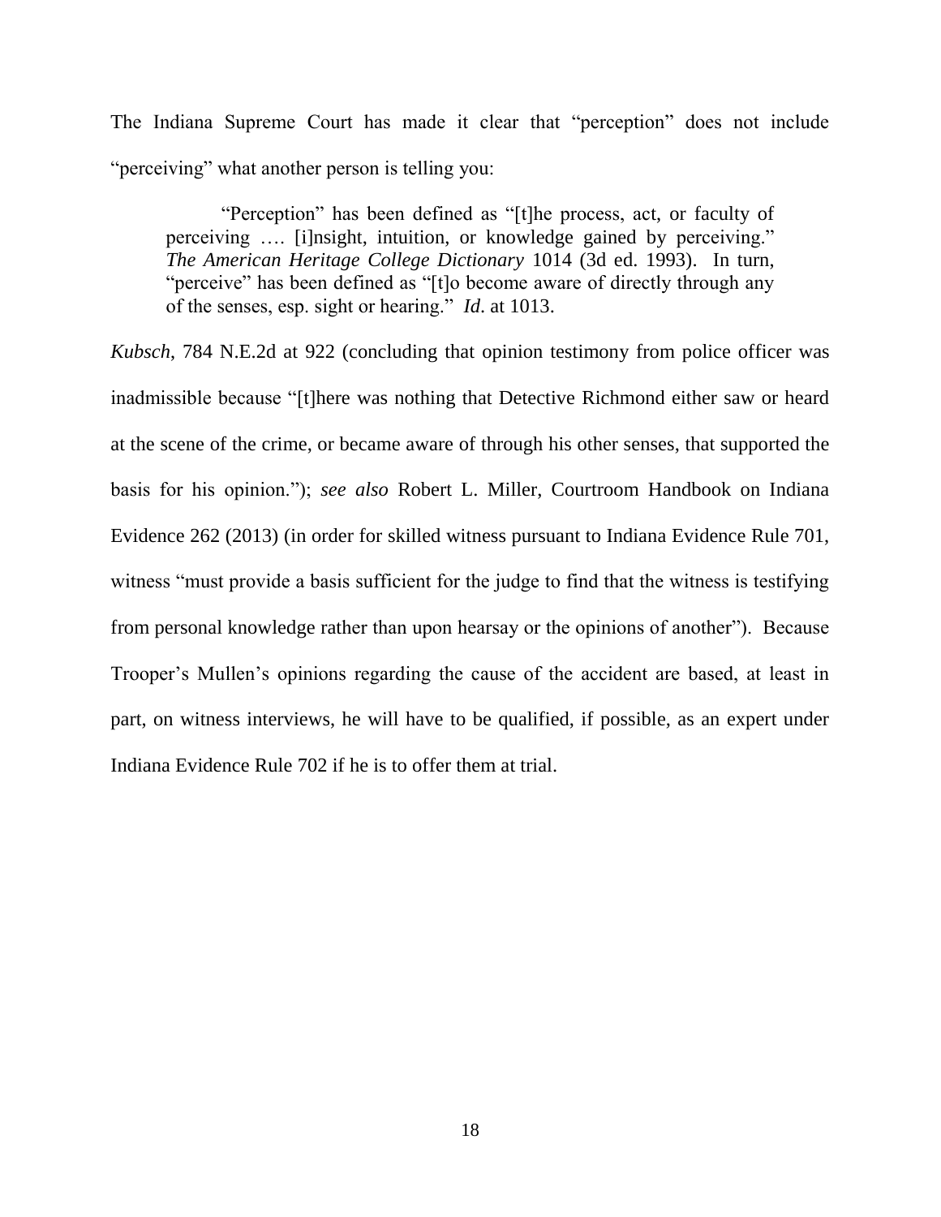The Indiana Supreme Court has made it clear that "perception" does not include "perceiving" what another person is telling you:

> "Perception" has been defined as "[t]he process, act, or faculty of perceiving …. [i]nsight, intuition, or knowledge gained by perceiving." *The American Heritage College Dictionary* 1014 (3d ed. 1993). In turn, "perceive" has been defined as "[t]o become aware of directly through any of the senses, esp. sight or hearing." *Id.* at 1013.

*Kubsch*, 784 N.E.2d at 922 (concluding that opinion testimony from police officer was inadmissible because "[t]here was nothing that Detective Richmond either saw or heard at the scene of the crime, or became aware of through his other senses, that supported the basis for his opinion."); *see also* Robert L. Miller, Courtroom Handbook on Indiana Evidence 262 (2013) (in order for skilled witness pursuant to Indiana Evidence Rule 701, witness "must provide a basis sufficient for the judge to find that the witness is testifying from personal knowledge rather than upon hearsay or the opinions of another"). Because Trooper's Mullen's opinions regarding the cause of the accident are based, at least in part, on witness interviews, he will have to be qualified, if possible, as an expert under Indiana Evidence Rule 702 if he is to offer them at trial.